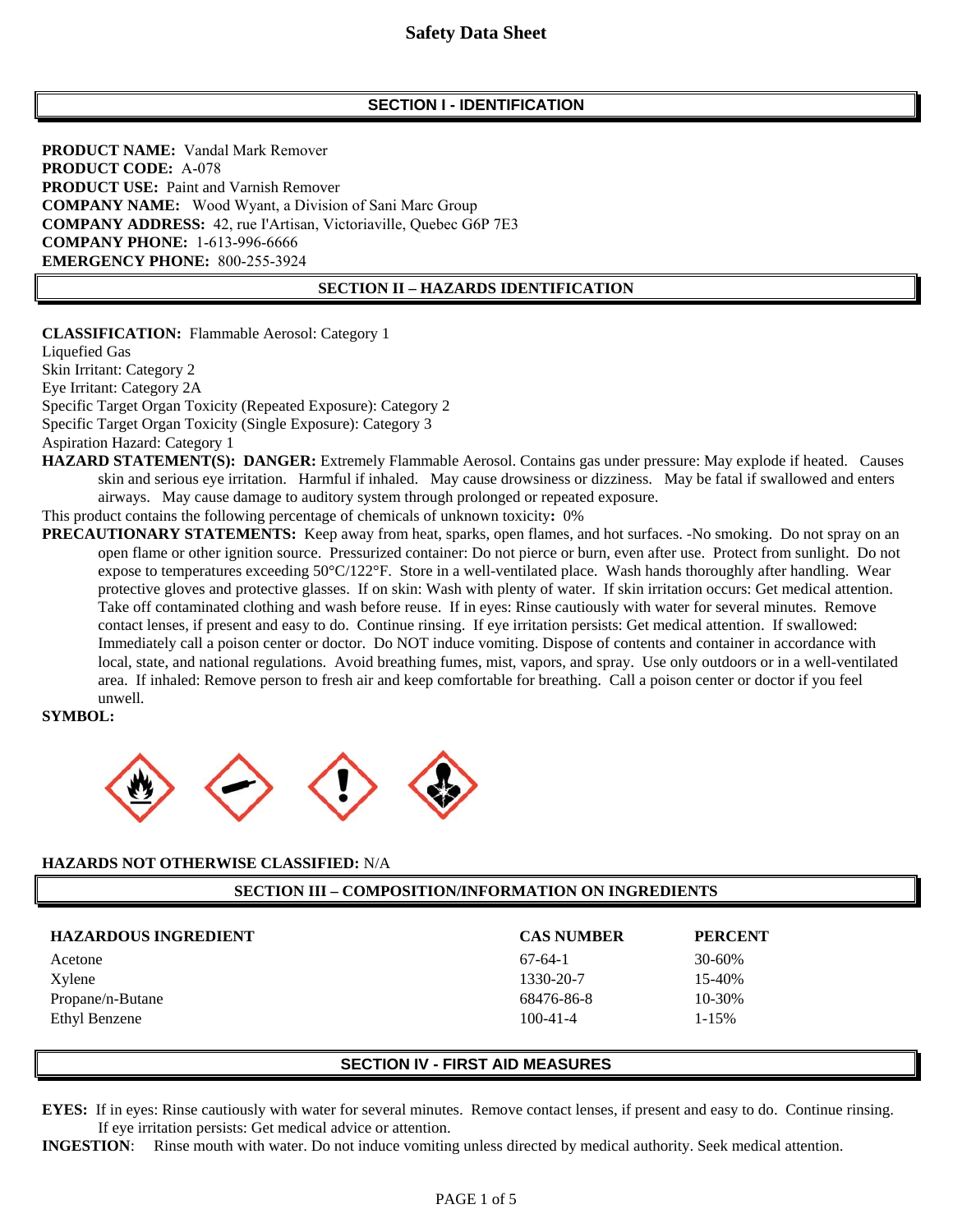# Safety Data Sheet

## SECTION I - IDENTIFICATION

**PRODUCT NAME:** Vandal Mark Remover
**PRODUCT CODE:** A-078
**PRODUCT USE:** Paint and Varnish Remover
**COMPANY NAME:** Wood Wyant, a Division of Sani Marc Group
**COMPANY ADDRESS:** 42, rue l'Artisan, Victoriaville, Quebec G6P 7E3
**COMPANY PHONE:** 1-613-996-6666
**EMERGENCY PHONE:** 800-255-3924

## SECTION II – HAZARDS IDENTIFICATION

**CLASSIFICATION:** Flammable Aerosol: Category 1
Liquefied Gas
Skin Irritant: Category 2
Eye Irritant: Category 2A
Specific Target Organ Toxicity (Repeated Exposure): Category 2
Specific Target Organ Toxicity (Single Exposure): Category 3
Aspiration Hazard: Category 1

**HAZARD STATEMENT(S): DANGER:** Extremely Flammable Aerosol. Contains gas under pressure: May explode if heated. Causes skin and serious eye irritation. Harmful if inhaled. May cause drowsiness or dizziness. May be fatal if swallowed and enters airways. May cause damage to auditory system through prolonged or repeated exposure.

This product contains the following percentage of chemicals of unknown toxicity**:** 0%

**PRECAUTIONARY STATEMENTS:** Keep away from heat, sparks, open flames, and hot surfaces. -No smoking. Do not spray on an open flame or other ignition source. Pressurized container: Do not pierce or burn, even after use. Protect from sunlight. Do not expose to temperatures exceeding 50°C/122°F. Store in a well-ventilated place. Wash hands thoroughly after handling. Wear protective gloves and protective glasses. If on skin: Wash with plenty of water. If skin irritation occurs: Get medical attention. Take off contaminated clothing and wash before reuse. If in eyes: Rinse cautiously with water for several minutes. Remove contact lenses, if present and easy to do. Continue rinsing. If eye irritation persists: Get medical attention. If swallowed: Immediately call a poison center or doctor. Do NOT induce vomiting. Dispose of contents and container in accordance with local, state, and national regulations. Avoid breathing fumes, mist, vapors, and spray. Use only outdoors or in a well-ventilated area. If inhaled: Remove person to fresh air and keep comfortable for breathing. Call a poison center or doctor if you feel unwell.

**SYMBOL:**

**HAZARDS NOT OTHERWISE CLASSIFIED:** N/A

## SECTION III – COMPOSITION/INFORMATION ON INGREDIENTS

| HAZARDOUS INGREDIENT | CAS NUMBER | PERCENT |
|---|---|---|
| Acetone | 67-64-1 | 30-60% |
| Xylene | 1330-20-7 | 15-40% |
| Propane/n-Butane | 68476-86-8 | 10-30% |
| Ethyl Benzene | 100-41-4 | 1-15% |

## SECTION IV - FIRST AID MEASURES

**EYES:** If in eyes: Rinse cautiously with water for several minutes. Remove contact lenses, if present and easy to do. Continue rinsing. If eye irritation persists: Get medical advice or attention.

**INGESTION**: Rinse mouth with water. Do not induce vomiting unless directed by medical authority. Seek medical attention.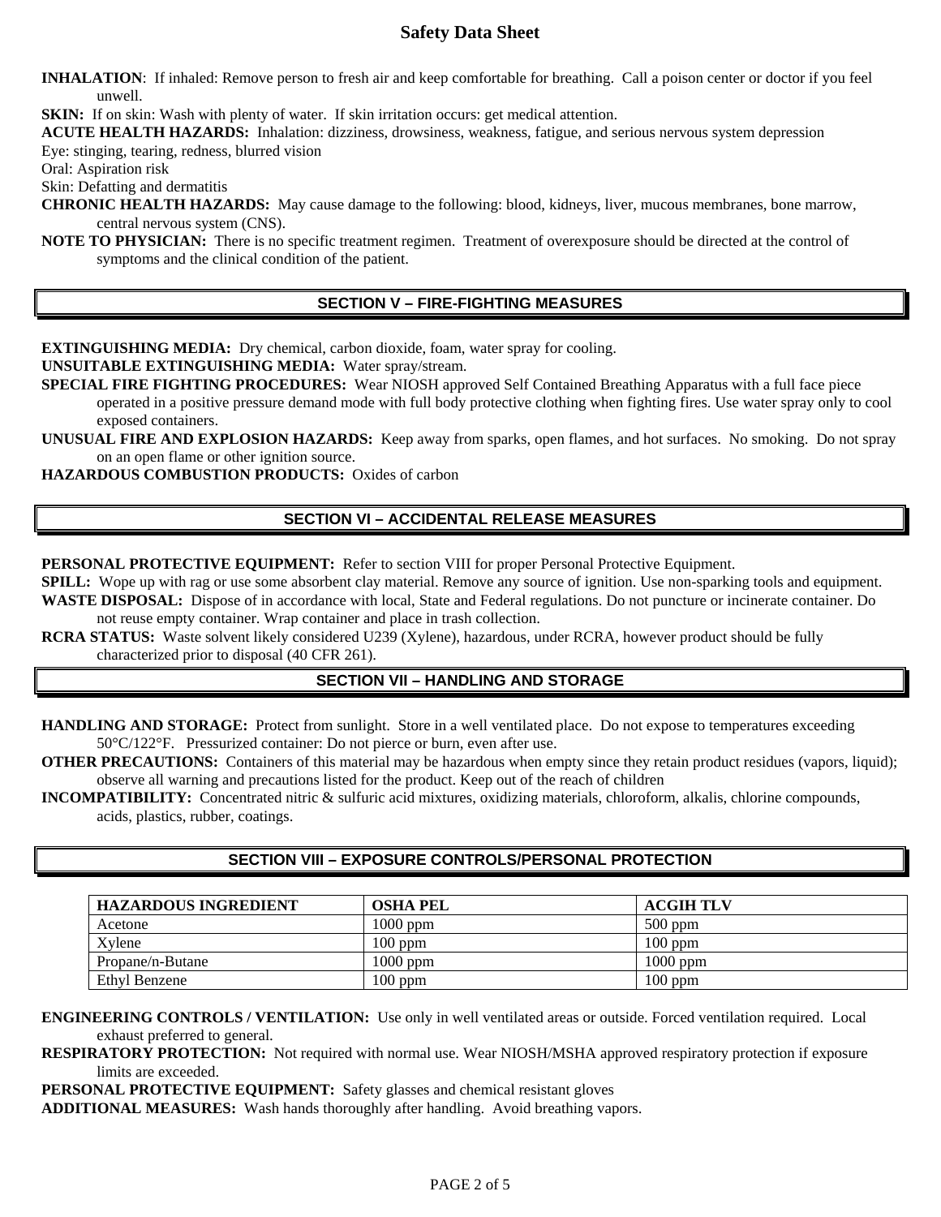**INHALATION**: If inhaled: Remove person to fresh air and keep comfortable for breathing. Call a poison center or doctor if you feel unwell.

**SKIN:** If on skin: Wash with plenty of water. If skin irritation occurs: get medical attention.

**ACUTE HEALTH HAZARDS:** Inhalation: dizziness, drowsiness, weakness, fatigue, and serious nervous system depression
Eye: stinging, tearing, redness, blurred vision
Oral: Aspiration risk
Skin: Defatting and dermatitis

**CHRONIC HEALTH HAZARDS:** May cause damage to the following: blood, kidneys, liver, mucous membranes, bone marrow, central nervous system (CNS).

**NOTE TO PHYSICIAN:** There is no specific treatment regimen. Treatment of overexposure should be directed at the control of symptoms and the clinical condition of the patient.

## SECTION V – FIRE-FIGHTING MEASURES

**EXTINGUISHING MEDIA:** Dry chemical, carbon dioxide, foam, water spray for cooling.

**UNSUITABLE EXTINGUISHING MEDIA:** Water spray/stream.

**SPECIAL FIRE FIGHTING PROCEDURES:** Wear NIOSH approved Self Contained Breathing Apparatus with a full face piece operated in a positive pressure demand mode with full body protective clothing when fighting fires. Use water spray only to cool exposed containers.

**UNUSUAL FIRE AND EXPLOSION HAZARDS:** Keep away from sparks, open flames, and hot surfaces. No smoking. Do not spray on an open flame or other ignition source.

**HAZARDOUS COMBUSTION PRODUCTS:** Oxides of carbon

## SECTION VI – ACCIDENTAL RELEASE MEASURES

**PERSONAL PROTECTIVE EQUIPMENT:** Refer to section VIII for proper Personal Protective Equipment.

**SPILL:** Wope up with rag or use some absorbent clay material. Remove any source of ignition. Use non-sparking tools and equipment.

**WASTE DISPOSAL:** Dispose of in accordance with local, State and Federal regulations. Do not puncture or incinerate container. Do not reuse empty container. Wrap container and place in trash collection.

**RCRA STATUS:** Waste solvent likely considered U239 (Xylene), hazardous, under RCRA, however product should be fully characterized prior to disposal (40 CFR 261).

## SECTION VII – HANDLING AND STORAGE

**HANDLING AND STORAGE:** Protect from sunlight. Store in a well ventilated place. Do not expose to temperatures exceeding 50°C/122°F. Pressurized container: Do not pierce or burn, even after use.

**OTHER PRECAUTIONS:** Containers of this material may be hazardous when empty since they retain product residues (vapors, liquid); observe all warning and precautions listed for the product. Keep out of the reach of children

**INCOMPATIBILITY:** Concentrated nitric & sulfuric acid mixtures, oxidizing materials, chloroform, alkalis, chlorine compounds, acids, plastics, rubber, coatings.

## SECTION VIII – EXPOSURE CONTROLS/PERSONAL PROTECTION

| HAZARDOUS INGREDIENT | OSHA PEL | ACGIH TLV |
|---|---|---|
| Acetone | 1000 ppm | 500 ppm |
| Xylene | 100 ppm | 100 ppm |
| Propane/n-Butane | 1000 ppm | 1000 ppm |
| Ethyl Benzene | 100 ppm | 100 ppm |

**ENGINEERING CONTROLS / VENTILATION:** Use only in well ventilated areas or outside. Forced ventilation required. Local exhaust preferred to general.

**RESPIRATORY PROTECTION:** Not required with normal use. Wear NIOSH/MSHA approved respiratory protection if exposure limits are exceeded.

**PERSONAL PROTECTIVE EQUIPMENT:** Safety glasses and chemical resistant gloves

**ADDITIONAL MEASURES:** Wash hands thoroughly after handling. Avoid breathing vapors.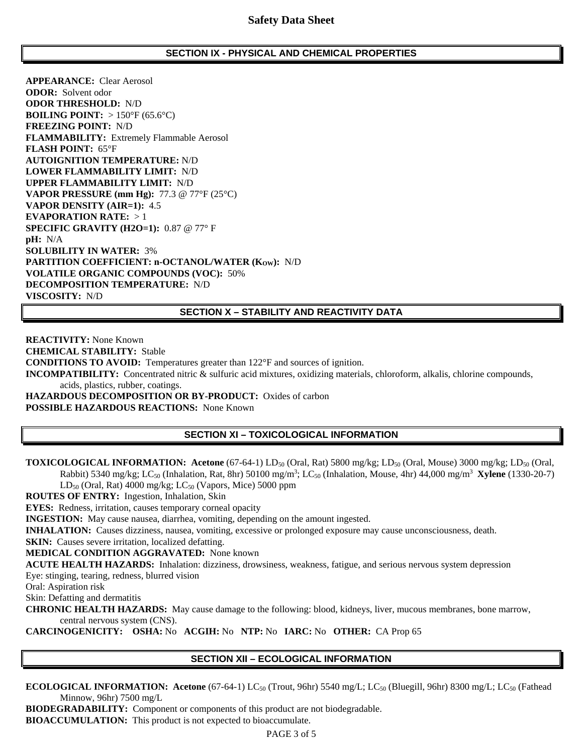## SECTION IX - PHYSICAL AND CHEMICAL PROPERTIES

**APPEARANCE:** Clear Aerosol
**ODOR:** Solvent odor
**ODOR THRESHOLD:** N/D
**BOILING POINT:** > 150°F (65.6°C)
**FREEZING POINT:** N/D
**FLAMMABILITY:** Extremely Flammable Aerosol
**FLASH POINT:** 65°F
**AUTOIGNITION TEMPERATURE:** N/D
**LOWER FLAMMABILITY LIMIT:** N/D
**UPPER FLAMMABILITY LIMIT:** N/D
**VAPOR PRESSURE (mm Hg):** 77.3 @ 77°F (25°C)
**VAPOR DENSITY (AIR=1):** 4.5
**EVAPORATION RATE:** > 1
**SPECIFIC GRAVITY (H2O=1):** 0.87 @ 77° F
**pH:** N/A
**SOLUBILITY IN WATER:** 3%
**PARTITION COEFFICIENT: n-OCTANOL/WATER ($K_{OW}$):** N/D
**VOLATILE ORGANIC COMPOUNDS (VOC):** 50%
**DECOMPOSITION TEMPERATURE:** N/D
**VISCOSITY:** N/D

## SECTION X – STABILITY AND REACTIVITY DATA

**REACTIVITY:** None Known
**CHEMICAL STABILITY:** Stable
**CONDITIONS TO AVOID:** Temperatures greater than 122°F and sources of ignition.
**INCOMPATIBILITY:** Concentrated nitric & sulfuric acid mixtures, oxidizing materials, chloroform, alkalis, chlorine compounds, acids, plastics, rubber, coatings.
**HAZARDOUS DECOMPOSITION OR BY-PRODUCT:** Oxides of carbon
**POSSIBLE HAZARDOUS REACTIONS:** None Known

## SECTION XI – TOXICOLOGICAL INFORMATION

**TOXICOLOGICAL INFORMATION: Acetone** (67-64-1) $LD_{50}$ (Oral, Rat) 5800 mg/kg; $LD_{50}$ (Oral, Mouse) 3000 mg/kg; $LD_{50}$ (Oral, Rabbit) 5340 mg/kg; $LC_{50}$ (Inhalation, Rat, 8hr) 50100 mg/m$^3$; $LC_{50}$ (Inhalation, Mouse, 4hr) 44,000 mg/m$^3$ **Xylene** (1330-20-7) $LD_{50}$ (Oral, Rat) 4000 mg/kg; $LC_{50}$ (Vapors, Mice) 5000 ppm
**ROUTES OF ENTRY:** Ingestion, Inhalation, Skin
**EYES:** Redness, irritation, causes temporary corneal opacity
**INGESTION:** May cause nausea, diarrhea, vomiting, depending on the amount ingested.
**INHALATION:** Causes dizziness, nausea, vomiting, excessive or prolonged exposure may cause unconsciousness, death.
**SKIN:** Causes severe irritation, localized defatting.
**MEDICAL CONDITION AGGRAVATED:** None known
**ACUTE HEALTH HAZARDS:** Inhalation: dizziness, drowsiness, weakness, fatigue, and serious nervous system depression
Eye: stinging, tearing, redness, blurred vision
Oral: Aspiration risk
Skin: Defatting and dermatitis
**CHRONIC HEALTH HAZARDS:** May cause damage to the following: blood, kidneys, liver, mucous membranes, bone marrow, central nervous system (CNS).
**CARCINOGENICITY: OSHA:** No **ACGIH:** No **NTP:** No **IARC:** No **OTHER:** CA Prop 65

## SECTION XII – ECOLOGICAL INFORMATION

**ECOLOGICAL INFORMATION: Acetone** (67-64-1) $LC_{50}$ (Trout, 96hr) 5540 mg/L; $LC_{50}$ (Bluegill, 96hr) 8300 mg/L; $LC_{50}$ (Fathead Minnow, 96hr) 7500 mg/L
**BIODEGRADABILITY:** Component or components of this product are not biodegradable.
**BIOACCUMULATION:** This product is not expected to bioaccumulate.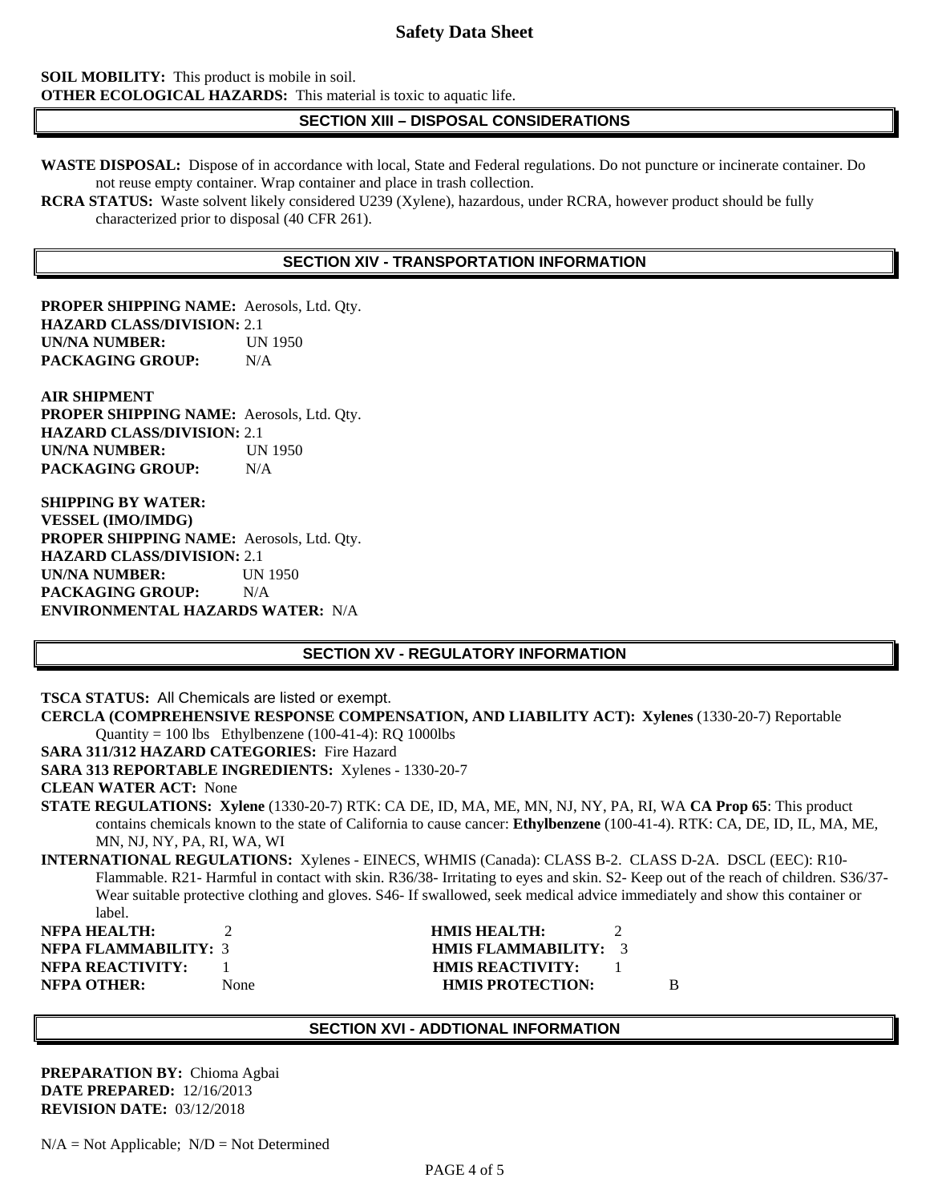**SOIL MOBILITY:** This product is mobile in soil.
**OTHER ECOLOGICAL HAZARDS:** This material is toxic to aquatic life.

## SECTION XIII – DISPOSAL CONSIDERATIONS

**WASTE DISPOSAL:** Dispose of in accordance with local, State and Federal regulations. Do not puncture or incinerate container. Do not reuse empty container. Wrap container and place in trash collection.
**RCRA STATUS:** Waste solvent likely considered U239 (Xylene), hazardous, under RCRA, however product should be fully characterized prior to disposal (40 CFR 261).

## SECTION XIV - TRANSPORTATION INFORMATION

**PROPER SHIPPING NAME:** Aerosols, Ltd. Qty.
**HAZARD CLASS/DIVISION:** 2.1
**UN/NA NUMBER:** UN 1950
**PACKAGING GROUP:** N/A

**AIR SHIPMENT**
**PROPER SHIPPING NAME:** Aerosols, Ltd. Qty.
**HAZARD CLASS/DIVISION:** 2.1
**UN/NA NUMBER:** UN 1950
**PACKAGING GROUP:** N/A

**SHIPPING BY WATER:**
**VESSEL (IMO/IMDG)**
**PROPER SHIPPING NAME:** Aerosols, Ltd. Qty.
**HAZARD CLASS/DIVISION:** 2.1
**UN/NA NUMBER:** UN 1950
**PACKAGING GROUP:** N/A
**ENVIRONMENTAL HAZARDS WATER:** N/A

## SECTION XV - REGULATORY INFORMATION

**TSCA STATUS:** All Chemicals are listed or exempt.
**CERCLA (COMPREHENSIVE RESPONSE COMPENSATION, AND LIABILITY ACT): Xylenes** (1330-20-7) Reportable Quantity = 100 lbs Ethylbenzene (100-41-4): RQ 1000lbs
**SARA 311/312 HAZARD CATEGORIES:** Fire Hazard
**SARA 313 REPORTABLE INGREDIENTS:** Xylenes - 1330-20-7
**CLEAN WATER ACT:** None
**STATE REGULATIONS: Xylene** (1330-20-7) RTK: CA DE, ID, MA, ME, MN, NJ, NY, PA, RI, WA **CA Prop 65**: This product contains chemicals known to the state of California to cause cancer: **Ethylbenzene** (100-41-4). RTK: CA, DE, ID, IL, MA, ME, MN, NJ, NY, PA, RI, WA, WI
**INTERNATIONAL REGULATIONS:** Xylenes - EINECS, WHMIS (Canada): CLASS B-2. CLASS D-2A. DSCL (EEC): R10- Flammable. R21- Harmful in contact with skin. R36/38- Irritating to eyes and skin. S2- Keep out of the reach of children. S36/37- Wear suitable protective clothing and gloves. S46- If swallowed, seek medical advice immediately and show this container or label.

| | | | |
|---|---|---|---|
| **NFPA HEALTH:** | 2 | **HMIS HEALTH:** | 2 |
| **NFPA FLAMMABILITY:** | 3 | **HMIS FLAMMABILITY:** | 3 |
| **NFPA REACTIVITY:** | 1 | **HMIS REACTIVITY:** | 1 |
| **NFPA OTHER:** | None | **HMIS PROTECTION:** | B |

## SECTION XVI - ADDTIONAL INFORMATION

**PREPARATION BY:** Chioma Agbai
**DATE PREPARED:** 12/16/2013
**REVISION DATE:** 03/12/2018

N/A = Not Applicable; N/D = Not Determined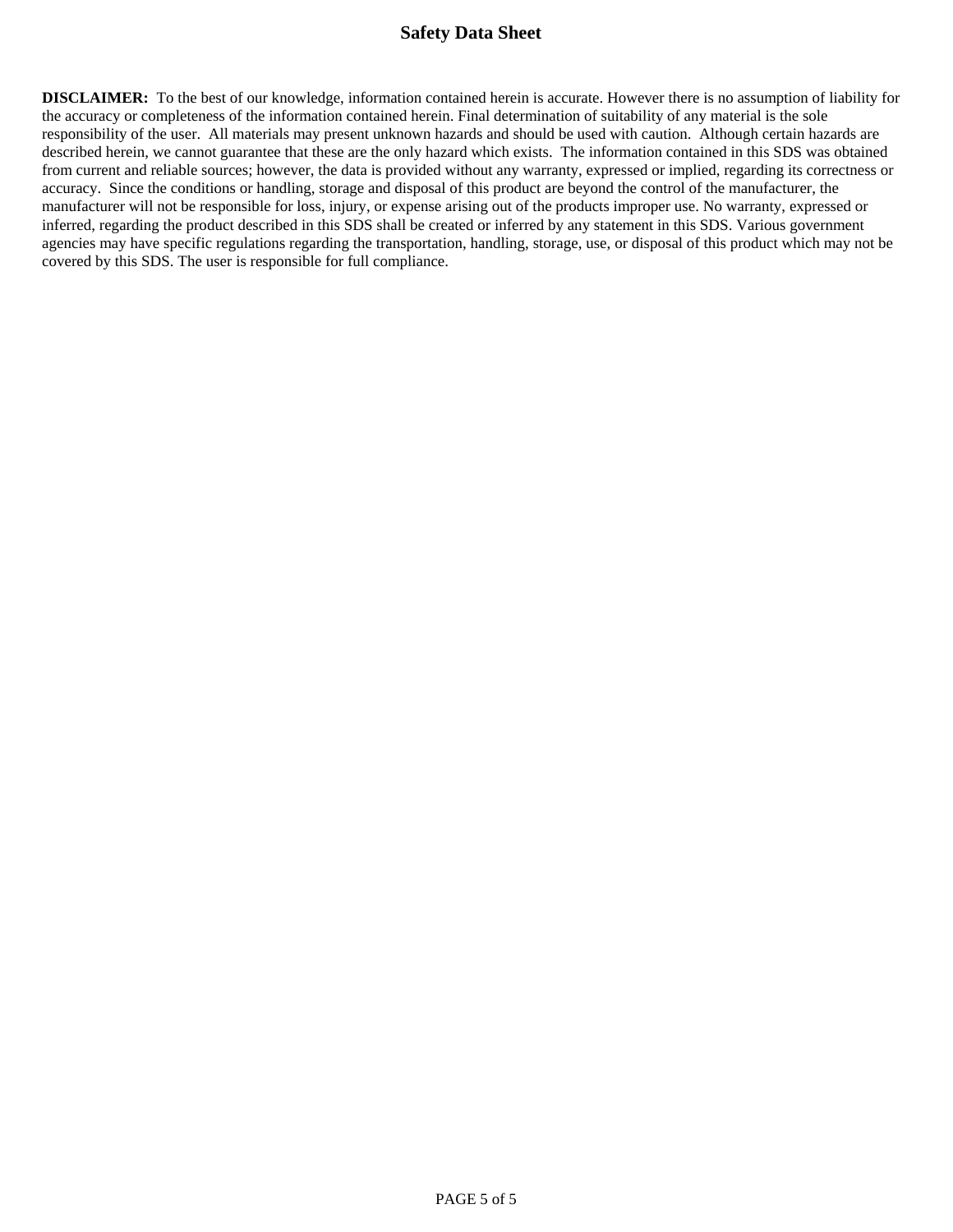**DISCLAIMER:** To the best of our knowledge, information contained herein is accurate. However there is no assumption of liability for the accuracy or completeness of the information contained herein. Final determination of suitability of any material is the sole responsibility of the user. All materials may present unknown hazards and should be used with caution. Although certain hazards are described herein, we cannot guarantee that these are the only hazard which exists. The information contained in this SDS was obtained from current and reliable sources; however, the data is provided without any warranty, expressed or implied, regarding its correctness or accuracy. Since the conditions or handling, storage and disposal of this product are beyond the control of the manufacturer, the manufacturer will not be responsible for loss, injury, or expense arising out of the products improper use. No warranty, expressed or inferred, regarding the product described in this SDS shall be created or inferred by any statement in this SDS. Various government agencies may have specific regulations regarding the transportation, handling, storage, use, or disposal of this product which may not be covered by this SDS. The user is responsible for full compliance.